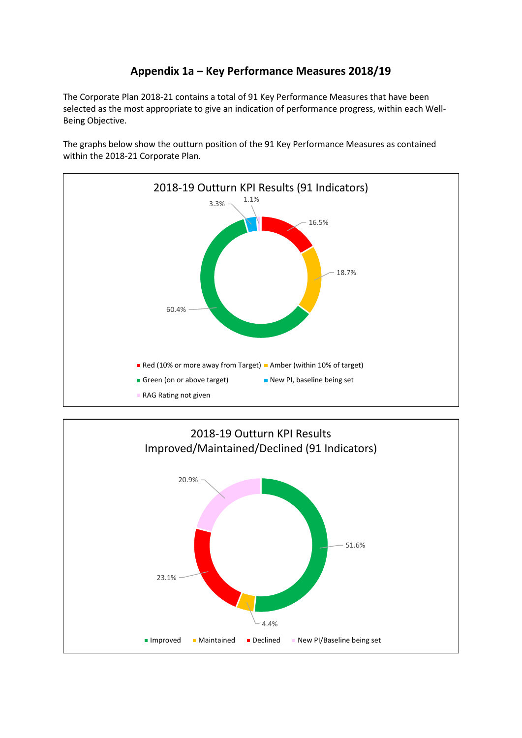# Appendix 1a – Key Performance Measures 2018/19

The Corporate Plan 2018-21 contains a total of 91 Key Performance Measures that have been selected as the most appropriate to give an indication of performance progress, within each Well-Being Objective.

The graphs below show the outturn position of the 91 Key Performance Measures as contained within the 2018-21 Corporate Plan.

**2018-19 Outturn KPI Results (91 Indicators)**

| Category | Percentage |
| --- | --- |
| Red (10% or more away from Target) | 16.5% |
| Amber (within 10% of target) | 18.7% |
| Green (on or above target) | 60.4% |
| New PI, baseline being set | 3.3% |
| RAG Rating not given | 1.1% |

**2018-19 Outturn KPI Results Improved/Maintained/Declined (91 Indicators)**

| Category | Percentage |
| --- | --- |
| Improved | 51.6% |
| Maintained | 4.4% |
| Declined | 23.1% |
| New PI/Baseline being set | 20.9% |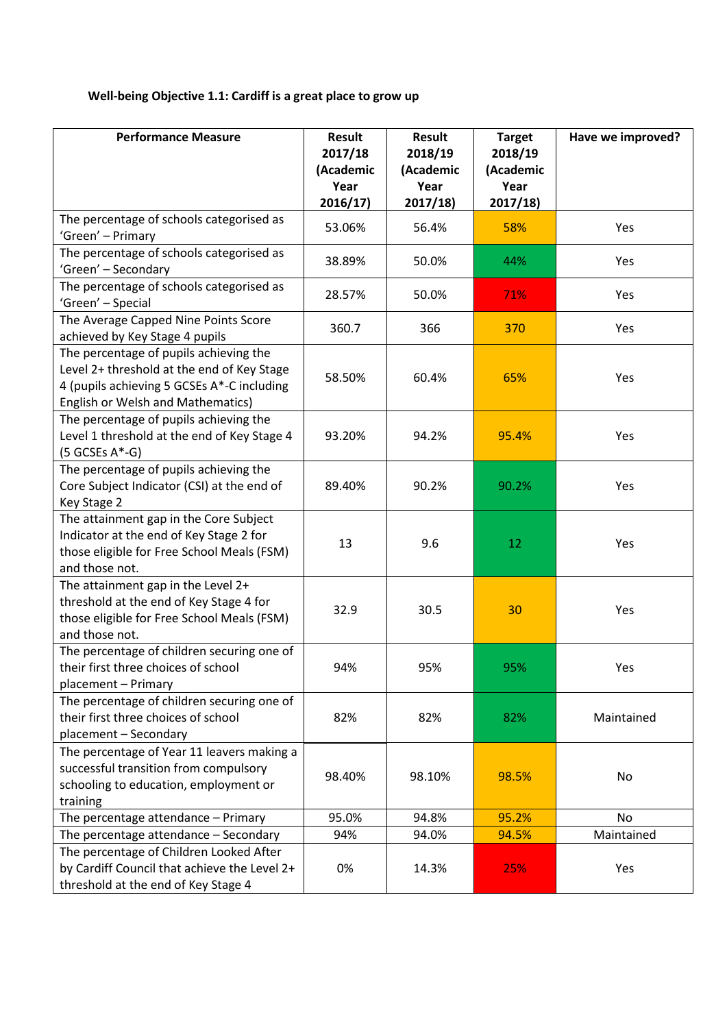**Well-being Objective 1.1: Cardiff is a great place to grow up**

| Performance Measure | Result 2017/18 (Academic Year 2016/17) | Result 2018/19 (Academic Year 2017/18) | Target 2018/19 (Academic Year 2017/18) | Have we improved? |
|---|---|---|---|---|
| The percentage of schools categorised as 'Green' – Primary | 53.06% | 56.4% | 58% | Yes |
| The percentage of schools categorised as 'Green' – Secondary | 38.89% | 50.0% | 44% | Yes |
| The percentage of schools categorised as 'Green' – Special | 28.57% | 50.0% | 71% | Yes |
| The Average Capped Nine Points Score achieved by Key Stage 4 pupils | 360.7 | 366 | 370 | Yes |
| The percentage of pupils achieving the Level 2+ threshold at the end of Key Stage 4 (pupils achieving 5 GCSEs A*-C including English or Welsh and Mathematics) | 58.50% | 60.4% | 65% | Yes |
| The percentage of pupils achieving the Level 1 threshold at the end of Key Stage 4 (5 GCSEs A*-G) | 93.20% | 94.2% | 95.4% | Yes |
| The percentage of pupils achieving the Core Subject Indicator (CSI) at the end of Key Stage 2 | 89.40% | 90.2% | 90.2% | Yes |
| The attainment gap in the Core Subject Indicator at the end of Key Stage 2 for those eligible for Free School Meals (FSM) and those not. | 13 | 9.6 | 12 | Yes |
| The attainment gap in the Level 2+ threshold at the end of Key Stage 4 for those eligible for Free School Meals (FSM) and those not. | 32.9 | 30.5 | 30 | Yes |
| The percentage of children securing one of their first three choices of school placement – Primary | 94% | 95% | 95% | Yes |
| The percentage of children securing one of their first three choices of school placement – Secondary | 82% | 82% | 82% | Maintained |
| The percentage of Year 11 leavers making a successful transition from compulsory schooling to education, employment or training | 98.40% | 98.10% | 98.5% | No |
| The percentage attendance – Primary | 95.0% | 94.8% | 95.2% | No |
| The percentage attendance – Secondary | 94% | 94.0% | 94.5% | Maintained |
| The percentage of Children Looked After by Cardiff Council that achieve the Level 2+ threshold at the end of Key Stage 4 | 0% | 14.3% | 25% | Yes |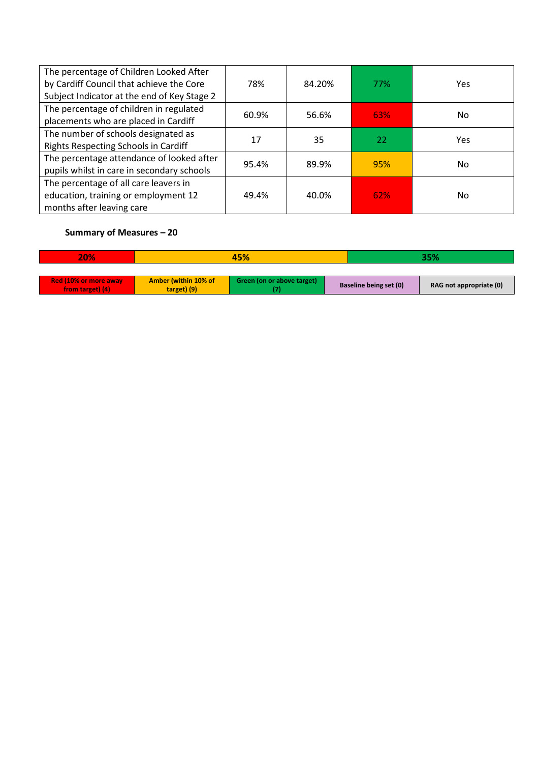| | | | | |
|---|---|---|---|---|
| The percentage of Children Looked After by Cardiff Council that achieve the Core Subject Indicator at the end of Key Stage 2 | 78% | 84.20% | 77% | Yes |
| The percentage of children in regulated placements who are placed in Cardiff | 60.9% | 56.6% | 63% | No |
| The number of schools designated as Rights Respecting Schools in Cardiff | 17 | 35 | 22 | Yes |
| The percentage attendance of looked after pupils whilst in care in secondary schools | 95.4% | 89.9% | 95% | No |
| The percentage of all care leavers in education, training or employment 12 months after leaving care | 49.4% | 40.0% | 62% | No |

**Summary of Measures – 20**

| 20% | 45% | 35% |
|---|---|---|

| Red (10% or more away from target) (4) | Amber (within 10% of target) (9) | Green (on or above target) (7) | Baseline being set (0) | RAG not appropriate (0) |
|---|---|---|---|---|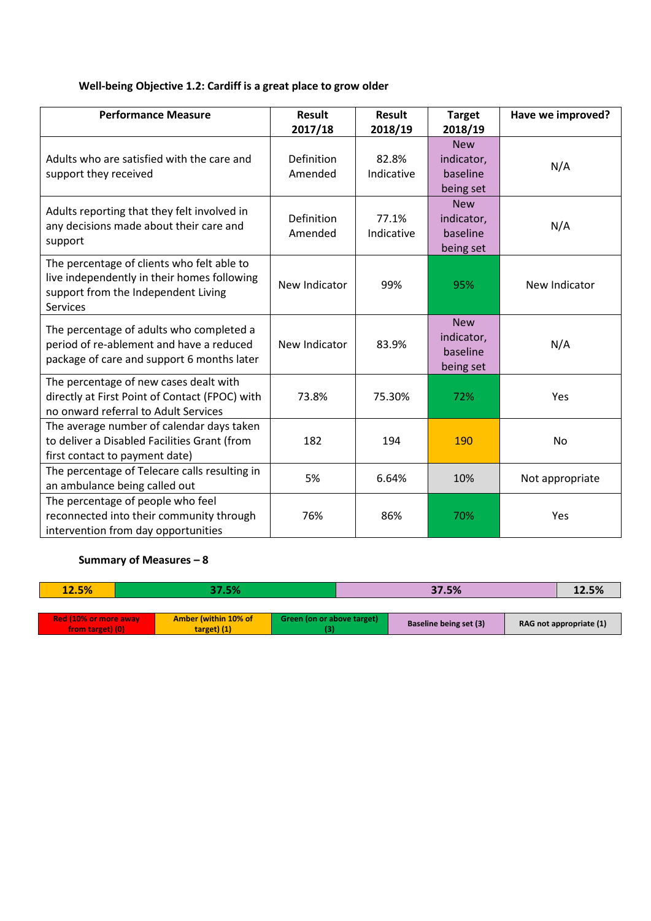**Well-being Objective 1.2: Cardiff is a great place to grow older**

| Performance Measure | Result 2017/18 | Result 2018/19 | Target 2018/19 | Have we improved? |
|---|---|---|---|---|
| Adults who are satisfied with the care and support they received | Definition Amended | 82.8% Indicative | New indicator, baseline being set | N/A |
| Adults reporting that they felt involved in any decisions made about their care and support | Definition Amended | 77.1% Indicative | New indicator, baseline being set | N/A |
| The percentage of clients who felt able to live independently in their homes following support from the Independent Living Services | New Indicator | 99% | 95% | New Indicator |
| The percentage of adults who completed a period of re-ablement and have a reduced package of care and support 6 months later | New Indicator | 83.9% | New indicator, baseline being set | N/A |
| The percentage of new cases dealt with directly at First Point of Contact (FPOC) with no onward referral to Adult Services | 73.8% | 75.30% | 72% | Yes |
| The average number of calendar days taken to deliver a Disabled Facilities Grant (from first contact to payment date) | 182 | 194 | 190 | No |
| The percentage of Telecare calls resulting in an ambulance being called out | 5% | 6.64% | 10% | Not appropriate |
| The percentage of people who feel reconnected into their community through intervention from day opportunities | 76% | 86% | 70% | Yes |

**Summary of Measures – 8**

| 12.5% | 37.5% | 37.5% | 12.5% |
|---|---|---|---|

| Red (10% or more away from target) (0) | Amber (within 10% of target) (1) | Green (on or above target) (3) | Baseline being set (3) | RAG not appropriate (1) |
|---|---|---|---|---|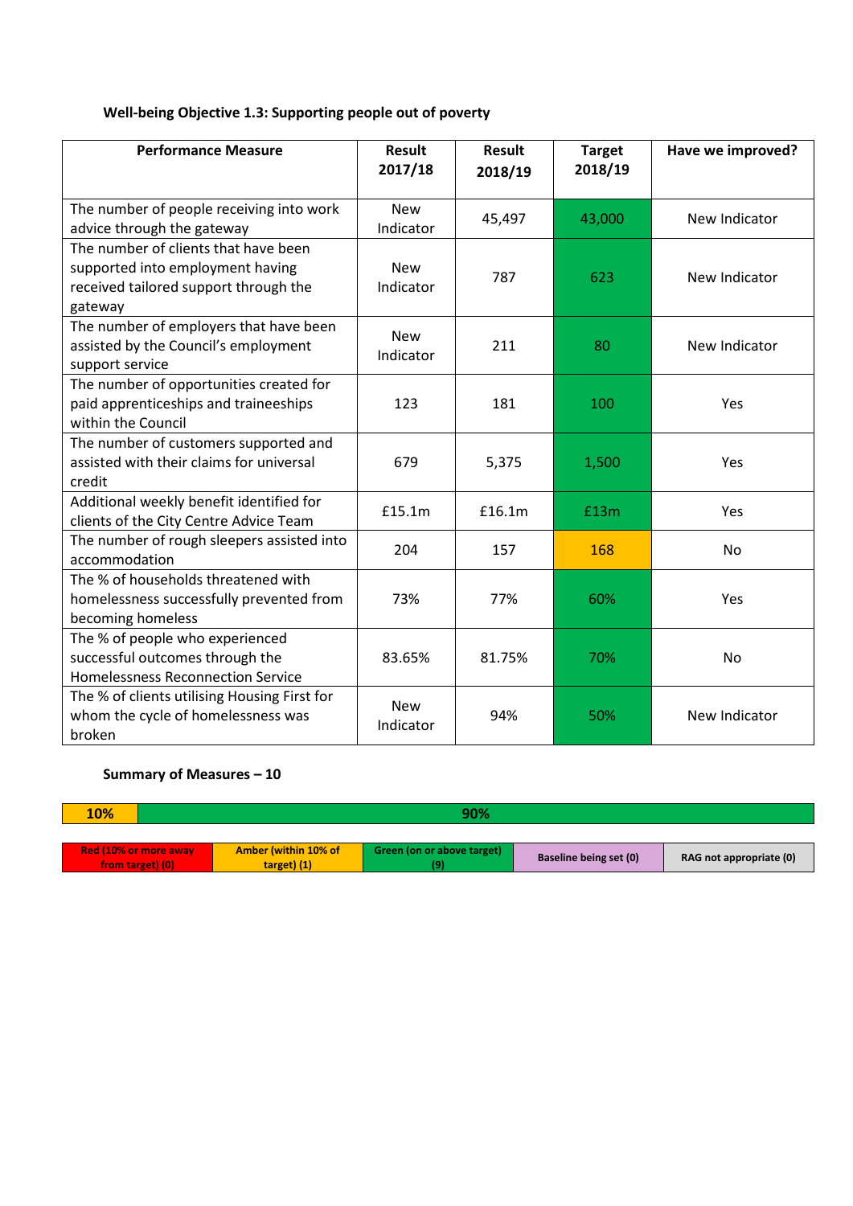**Well-being Objective 1.3: Supporting people out of poverty**

| Performance Measure | Result 2017/18 | Result 2018/19 | Target 2018/19 | Have we improved? |
|---|---|---|---|---|
| The number of people receiving into work advice through the gateway | New Indicator | 45,497 | 43,000 | New Indicator |
| The number of clients that have been supported into employment having received tailored support through the gateway | New Indicator | 787 | 623 | New Indicator |
| The number of employers that have been assisted by the Council's employment support service | New Indicator | 211 | 80 | New Indicator |
| The number of opportunities created for paid apprenticeships and traineeships within the Council | 123 | 181 | 100 | Yes |
| The number of customers supported and assisted with their claims for universal credit | 679 | 5,375 | 1,500 | Yes |
| Additional weekly benefit identified for clients of the City Centre Advice Team | £15.1m | £16.1m | £13m | Yes |
| The number of rough sleepers assisted into accommodation | 204 | 157 | 168 | No |
| The % of households threatened with homelessness successfully prevented from becoming homeless | 73% | 77% | 60% | Yes |
| The % of people who experienced successful outcomes through the Homelessness Reconnection Service | 83.65% | 81.75% | 70% | No |
| The % of clients utilising Housing First for whom the cycle of homelessness was broken | New Indicator | 94% | 50% | New Indicator |

**Summary of Measures – 10**

| 10% | 90% |
|---|---|

| Red (10% or more away from target) (0) | Amber (within 10% of target) (1) | Green (on or above target) (9) | Baseline being set (0) | RAG not appropriate (0) |
|---|---|---|---|---|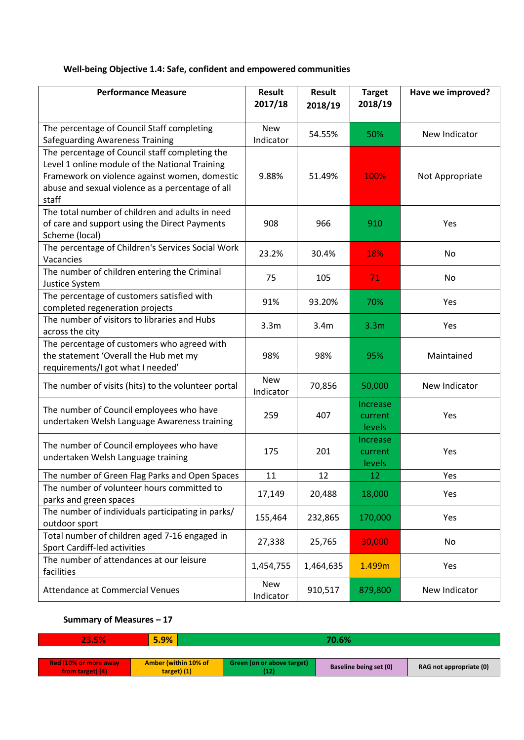**Well-being Objective 1.4: Safe, confident and empowered communities**

| Performance Measure | Result 2017/18 | Result 2018/19 | Target 2018/19 | Have we improved? |
|---|---|---|---|---|
| The percentage of Council Staff completing Safeguarding Awareness Training | New Indicator | 54.55% | 50% | New Indicator |
| The percentage of Council staff completing the Level 1 online module of the National Training Framework on violence against women, domestic abuse and sexual violence as a percentage of all staff | 9.88% | 51.49% | 100% | Not Appropriate |
| The total number of children and adults in need of care and support using the Direct Payments Scheme (local) | 908 | 966 | 910 | Yes |
| The percentage of Children's Services Social Work Vacancies | 23.2% | 30.4% | 18% | No |
| The number of children entering the Criminal Justice System | 75 | 105 | 71 | No |
| The percentage of customers satisfied with completed regeneration projects | 91% | 93.20% | 70% | Yes |
| The number of visitors to libraries and Hubs across the city | 3.3m | 3.4m | 3.3m | Yes |
| The percentage of customers who agreed with the statement 'Overall the Hub met my requirements/I got what I needed' | 98% | 98% | 95% | Maintained |
| The number of visits (hits) to the volunteer portal | New Indicator | 70,856 | 50,000 | New Indicator |
| The number of Council employees who have undertaken Welsh Language Awareness training | 259 | 407 | Increase current levels | Yes |
| The number of Council employees who have undertaken Welsh Language training | 175 | 201 | Increase current levels | Yes |
| The number of Green Flag Parks and Open Spaces | 11 | 12 | 12 | Yes |
| The number of volunteer hours committed to parks and green spaces | 17,149 | 20,488 | 18,000 | Yes |
| The number of individuals participating in parks/ outdoor sport | 155,464 | 232,865 | 170,000 | Yes |
| Total number of children aged 7-16 engaged in Sport Cardiff-led activities | 27,338 | 25,765 | 30,000 | No |
| The number of attendances at our leisure facilities | 1,454,755 | 1,464,635 | 1.499m | Yes |
| Attendance at Commercial Venues | New Indicator | 910,517 | 879,800 | New Indicator |

**Summary of Measures – 17**

| 23.5% | 5.9% | 70.6% |
|---|---|---|

| Red (10% or more away from target) (4) | Amber (within 10% of target) (1) | Green (on or above target) (12) | Baseline being set (0) | RAG not appropriate (0) |
|---|---|---|---|---|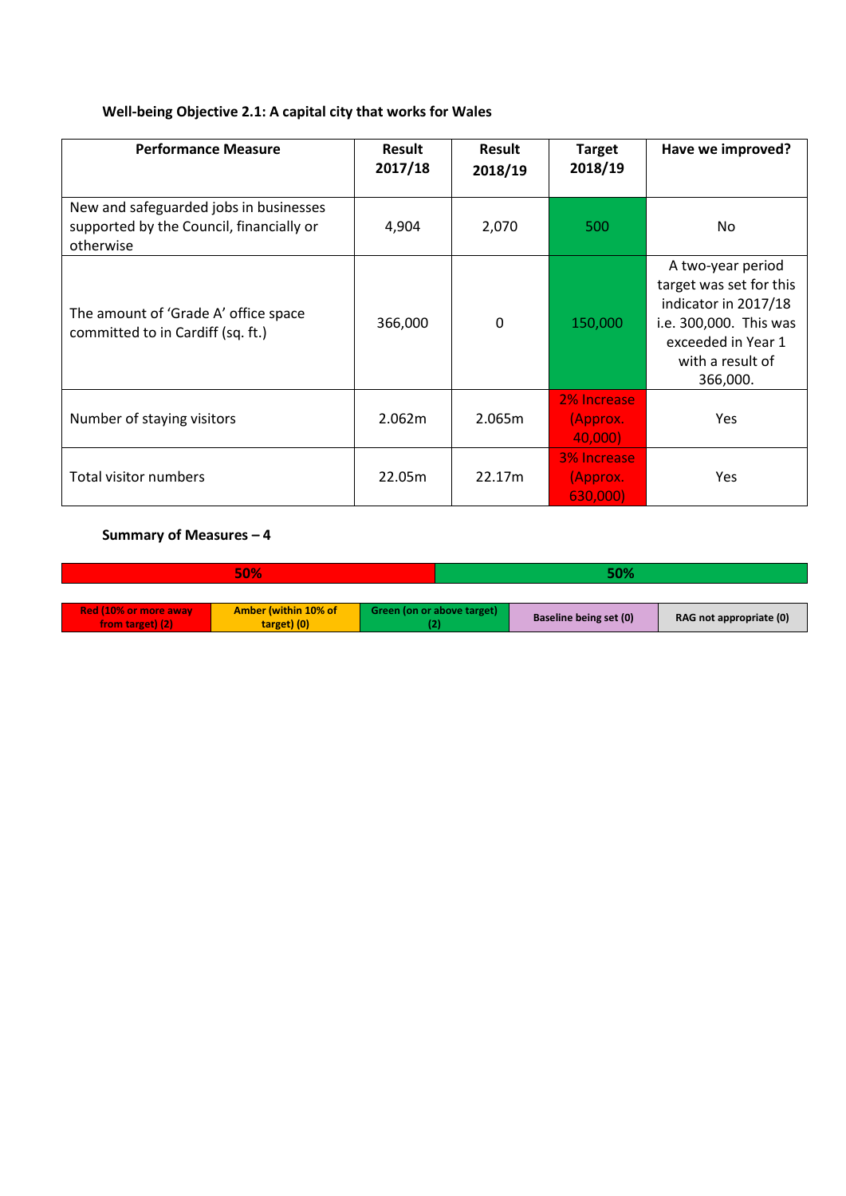**Well-being Objective 2.1: A capital city that works for Wales**

| Performance Measure | Result 2017/18 | Result 2018/19 | Target 2018/19 | Have we improved? |
|---|---|---|---|---|
| New and safeguarded jobs in businesses supported by the Council, financially or otherwise | 4,904 | 2,070 | 500 | No |
| The amount of 'Grade A' office space committed to in Cardiff (sq. ft.) | 366,000 | 0 | 150,000 | A two-year period target was set for this indicator in 2017/18 i.e. 300,000. This was exceeded in Year 1 with a result of 366,000. |
| Number of staying visitors | 2.062m | 2.065m | 2% Increase (Approx. 40,000) | Yes |
| Total visitor numbers | 22.05m | 22.17m | 3% Increase (Approx. 630,000) | Yes |

**Summary of Measures – 4**

| 50% | 50% |
|---|---|

| Red (10% or more away from target) (2) | Amber (within 10% of target) (0) | Green (on or above target) (2) | Baseline being set (0) | RAG not appropriate (0) |
|---|---|---|---|---|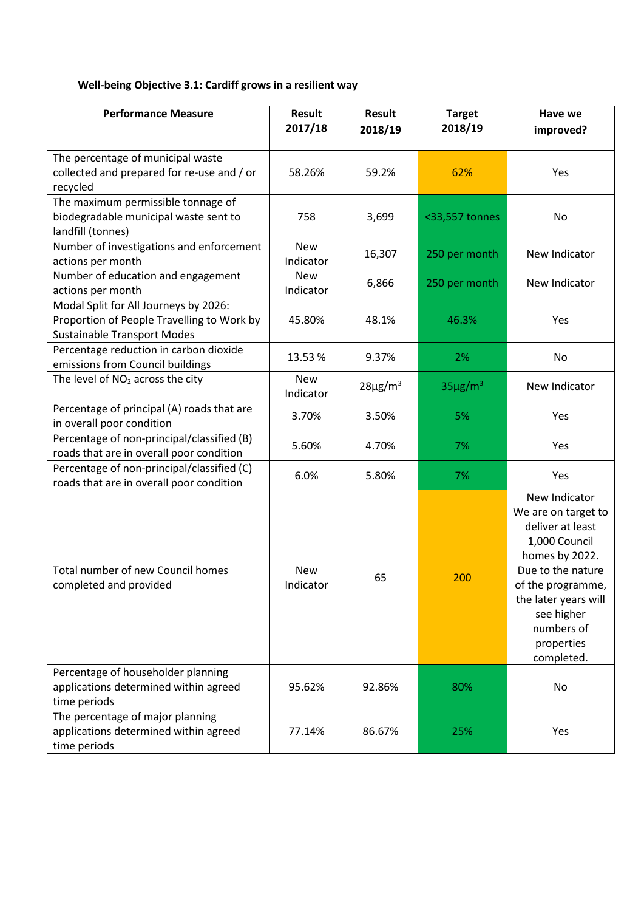**Well-being Objective 3.1: Cardiff grows in a resilient way**

| Performance Measure | Result 2017/18 | Result 2018/19 | Target 2018/19 | Have we improved? |
|---|---|---|---|---|
| The percentage of municipal waste collected and prepared for re-use and / or recycled | 58.26% | 59.2% | 62% | Yes |
| The maximum permissible tonnage of biodegradable municipal waste sent to landfill (tonnes) | 758 | 3,699 | <33,557 tonnes | No |
| Number of investigations and enforcement actions per month | New Indicator | 16,307 | 250 per month | New Indicator |
| Number of education and engagement actions per month | New Indicator | 6,866 | 250 per month | New Indicator |
| Modal Split for All Journeys by 2026: Proportion of People Travelling to Work by Sustainable Transport Modes | 45.80% | 48.1% | 46.3% | Yes |
| Percentage reduction in carbon dioxide emissions from Council buildings | 13.53 % | 9.37% | 2% | No |
| The level of $NO_2$ across the city | New Indicator | $28\mu g/m^3$ | $35\mu g/m^3$ | New Indicator |
| Percentage of principal (A) roads that are in overall poor condition | 3.70% | 3.50% | 5% | Yes |
| Percentage of non-principal/classified (B) roads that are in overall poor condition | 5.60% | 4.70% | 7% | Yes |
| Percentage of non-principal/classified (C) roads that are in overall poor condition | 6.0% | 5.80% | 7% | Yes |
| Total number of new Council homes completed and provided | New Indicator | 65 | 200 | New Indicator We are on target to deliver at least 1,000 Council homes by 2022. Due to the nature of the programme, the later years will see higher numbers of properties completed. |
| Percentage of householder planning applications determined within agreed time periods | 95.62% | 92.86% | 80% | No |
| The percentage of major planning applications determined within agreed time periods | 77.14% | 86.67% | 25% | Yes |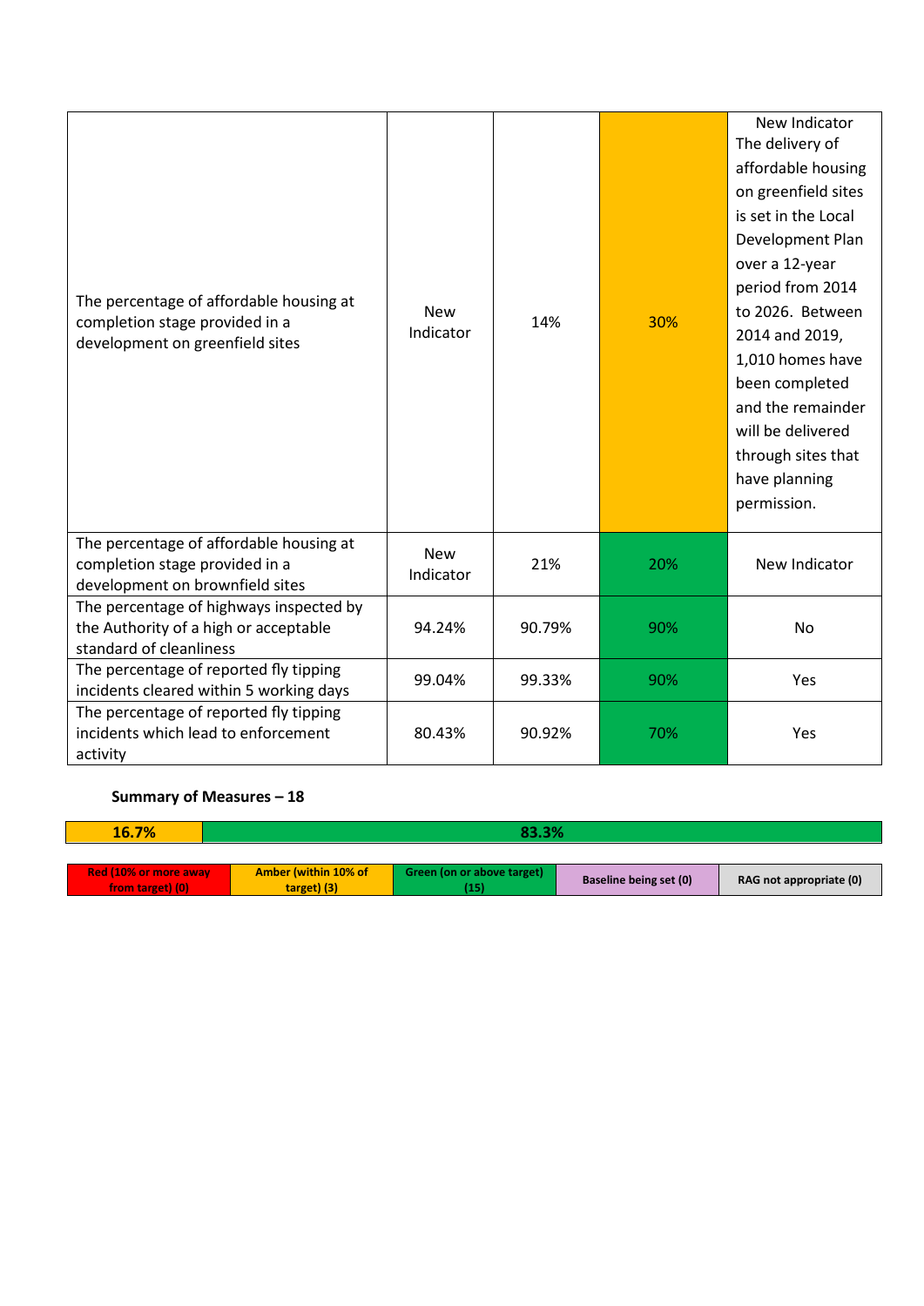| | | | | |
|---|---|---|---|---|
| The percentage of affordable housing at completion stage provided in a development on greenfield sites | New Indicator | 14% | 30% | New Indicator The delivery of affordable housing on greenfield sites is set in the Local Development Plan over a 12-year period from 2014 to 2026. Between 2014 and 2019, 1,010 homes have been completed and the remainder will be delivered through sites that have planning permission. |
| The percentage of affordable housing at completion stage provided in a development on brownfield sites | New Indicator | 21% | 20% | New Indicator |
| The percentage of highways inspected by the Authority of a high or acceptable standard of cleanliness | 94.24% | 90.79% | 90% | No |
| The percentage of reported fly tipping incidents cleared within 5 working days | 99.04% | 99.33% | 90% | Yes |
| The percentage of reported fly tipping incidents which lead to enforcement activity | 80.43% | 90.92% | 70% | Yes |

**Summary of Measures – 18**

| 16.7% | 83.3% |
|---|---|

| Red (10% or more away from target) (0) | Amber (within 10% of target) (3) | Green (on or above target) (15) | Baseline being set (0) | RAG not appropriate (0) |
|---|---|---|---|---|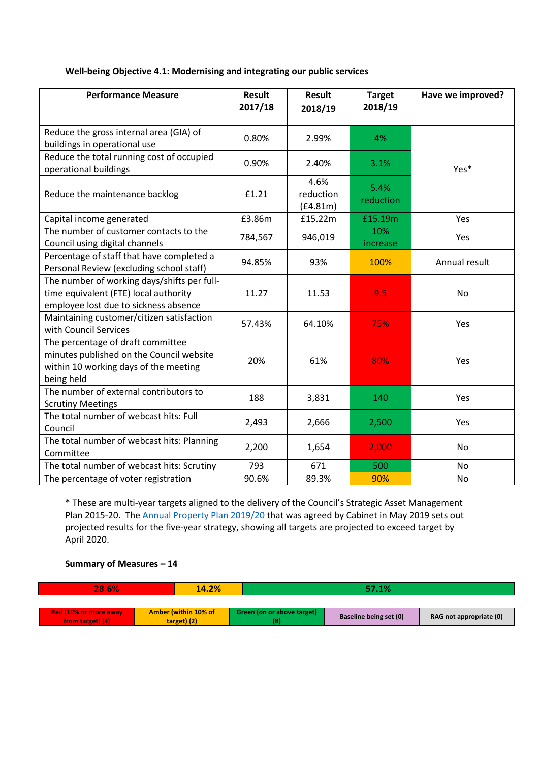**Well-being Objective 4.1: Modernising and integrating our public services**

| Performance Measure | Result 2017/18 | Result 2018/19 | Target 2018/19 | Have we improved? |
|---|---|---|---|---|
| Reduce the gross internal area (GIA) of buildings in operational use | 0.80% | 2.99% | 4% | Yes* |
| Reduce the total running cost of occupied operational buildings | 0.90% | 2.40% | 3.1% | |
| Reduce the maintenance backlog | £1.21 | 4.6% reduction (£4.81m) | 5.4% reduction | |
| Capital income generated | £3.86m | £15.22m | £15.19m | Yes |
| The number of customer contacts to the Council using digital channels | 784,567 | 946,019 | 10% increase | Yes |
| Percentage of staff that have completed a Personal Review (excluding school staff) | 94.85% | 93% | 100% | Annual result |
| The number of working days/shifts per full-time equivalent (FTE) local authority employee lost due to sickness absence | 11.27 | 11.53 | 9.5 | No |
| Maintaining customer/citizen satisfaction with Council Services | 57.43% | 64.10% | 75% | Yes |
| The percentage of draft committee minutes published on the Council website within 10 working days of the meeting being held | 20% | 61% | 80% | Yes |
| The number of external contributors to Scrutiny Meetings | 188 | 3,831 | 140 | Yes |
| The total number of webcast hits: Full Council | 2,493 | 2,666 | 2,500 | Yes |
| The total number of webcast hits: Planning Committee | 2,200 | 1,654 | 2,000 | No |
| The total number of webcast hits: Scrutiny | 793 | 671 | 500 | No |
| The percentage of voter registration | 90.6% | 89.3% | 90% | No |

\* These are multi-year targets aligned to the delivery of the Council's Strategic Asset Management Plan 2015-20. The [Annual Property Plan 2019/20] that was agreed by Cabinet in May 2019 sets out projected results for the five-year strategy, showing all targets are projected to exceed target by April 2020.

**Summary of Measures – 14**

28.6%

14.2%

57.1%

Red (10% or more away from target) (4)

Amber (within 10% of target) (2)

Green (on or above target) (8)

Baseline being set (0)

RAG not appropriate (0)